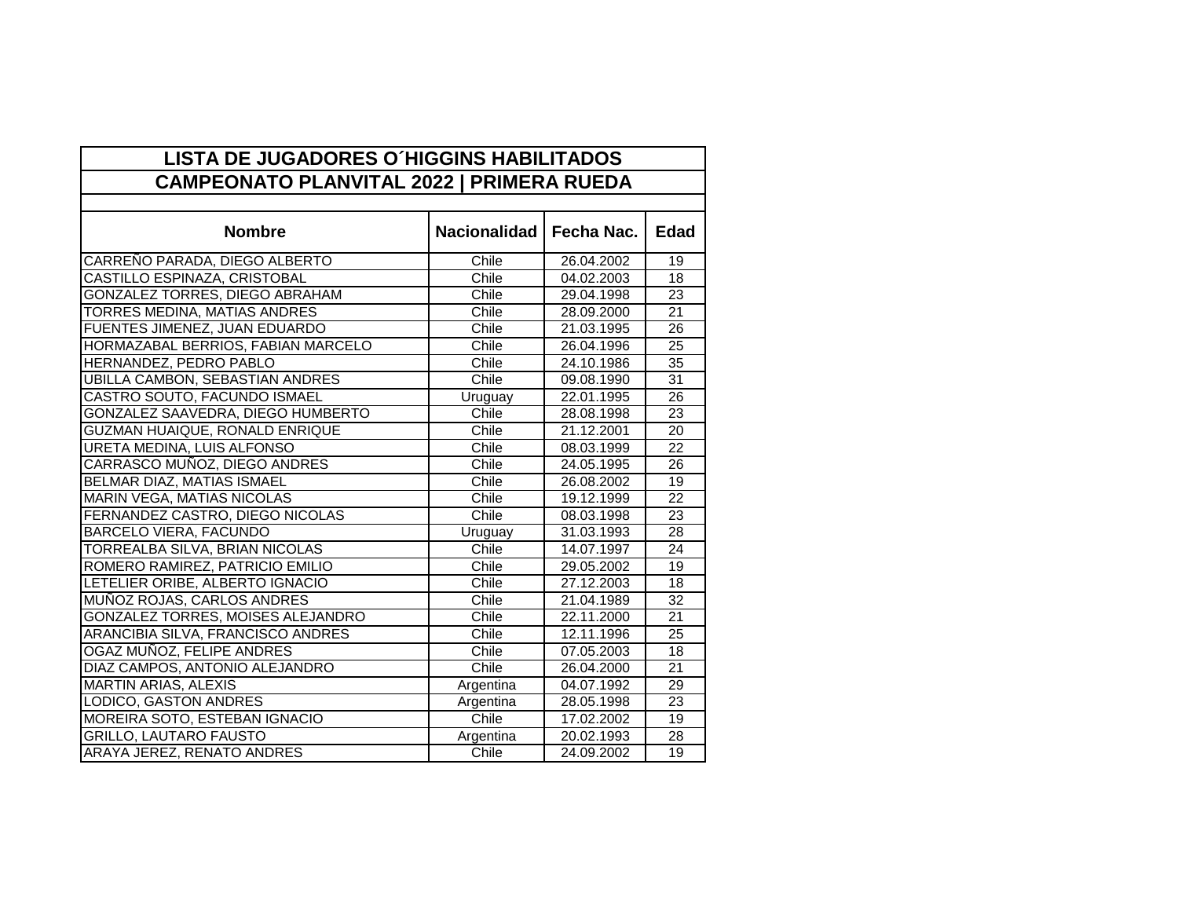## LISTA DE JUGADORES O´HIGGINS HABILITADOS
## CAMPEONATO PLANVITAL 2022 | PRIMERA RUEDA

| Nombre | Nacionalidad | Fecha Nac. | Edad |
|---|---|---|---|
| CARREÑO PARADA, DIEGO ALBERTO | Chile | 26.04.2002 | 19 |
| CASTILLO ESPINAZA, CRISTOBAL | Chile | 04.02.2003 | 18 |
| GONZALEZ TORRES, DIEGO ABRAHAM | Chile | 29.04.1998 | 23 |
| TORRES MEDINA, MATIAS ANDRES | Chile | 28.09.2000 | 21 |
| FUENTES JIMENEZ, JUAN EDUARDO | Chile | 21.03.1995 | 26 |
| HORMAZABAL BERRIOS, FABIAN MARCELO | Chile | 26.04.1996 | 25 |
| HERNANDEZ, PEDRO PABLO | Chile | 24.10.1986 | 35 |
| UBILLA CAMBON, SEBASTIAN ANDRES | Chile | 09.08.1990 | 31 |
| CASTRO SOUTO, FACUNDO ISMAEL | Uruguay | 22.01.1995 | 26 |
| GONZALEZ SAAVEDRA, DIEGO HUMBERTO | Chile | 28.08.1998 | 23 |
| GUZMAN HUAIQUE, RONALD ENRIQUE | Chile | 21.12.2001 | 20 |
| URETA MEDINA, LUIS ALFONSO | Chile | 08.03.1999 | 22 |
| CARRASCO MUÑOZ, DIEGO ANDRES | Chile | 24.05.1995 | 26 |
| BELMAR DIAZ, MATIAS ISMAEL | Chile | 26.08.2002 | 19 |
| MARIN VEGA, MATIAS NICOLAS | Chile | 19.12.1999 | 22 |
| FERNANDEZ CASTRO, DIEGO NICOLAS | Chile | 08.03.1998 | 23 |
| BARCELO VIERA, FACUNDO | Uruguay | 31.03.1993 | 28 |
| TORREALBA SILVA, BRIAN NICOLAS | Chile | 14.07.1997 | 24 |
| ROMERO RAMIREZ, PATRICIO EMILIO | Chile | 29.05.2002 | 19 |
| LETELIER ORIBE, ALBERTO IGNACIO | Chile | 27.12.2003 | 18 |
| MUÑOZ ROJAS, CARLOS ANDRES | Chile | 21.04.1989 | 32 |
| GONZALEZ TORRES, MOISES ALEJANDRO | Chile | 22.11.2000 | 21 |
| ARANCIBIA SILVA, FRANCISCO ANDRES | Chile | 12.11.1996 | 25 |
| OGAZ MUÑOZ, FELIPE ANDRES | Chile | 07.05.2003 | 18 |
| DIAZ CAMPOS, ANTONIO ALEJANDRO | Chile | 26.04.2000 | 21 |
| MARTIN ARIAS, ALEXIS | Argentina | 04.07.1992 | 29 |
| LODICO, GASTON ANDRES | Argentina | 28.05.1998 | 23 |
| MOREIRA SOTO, ESTEBAN IGNACIO | Chile | 17.02.2002 | 19 |
| GRILLO, LAUTARO FAUSTO | Argentina | 20.02.1993 | 28 |
| ARAYA JEREZ, RENATO ANDRES | Chile | 24.09.2002 | 19 |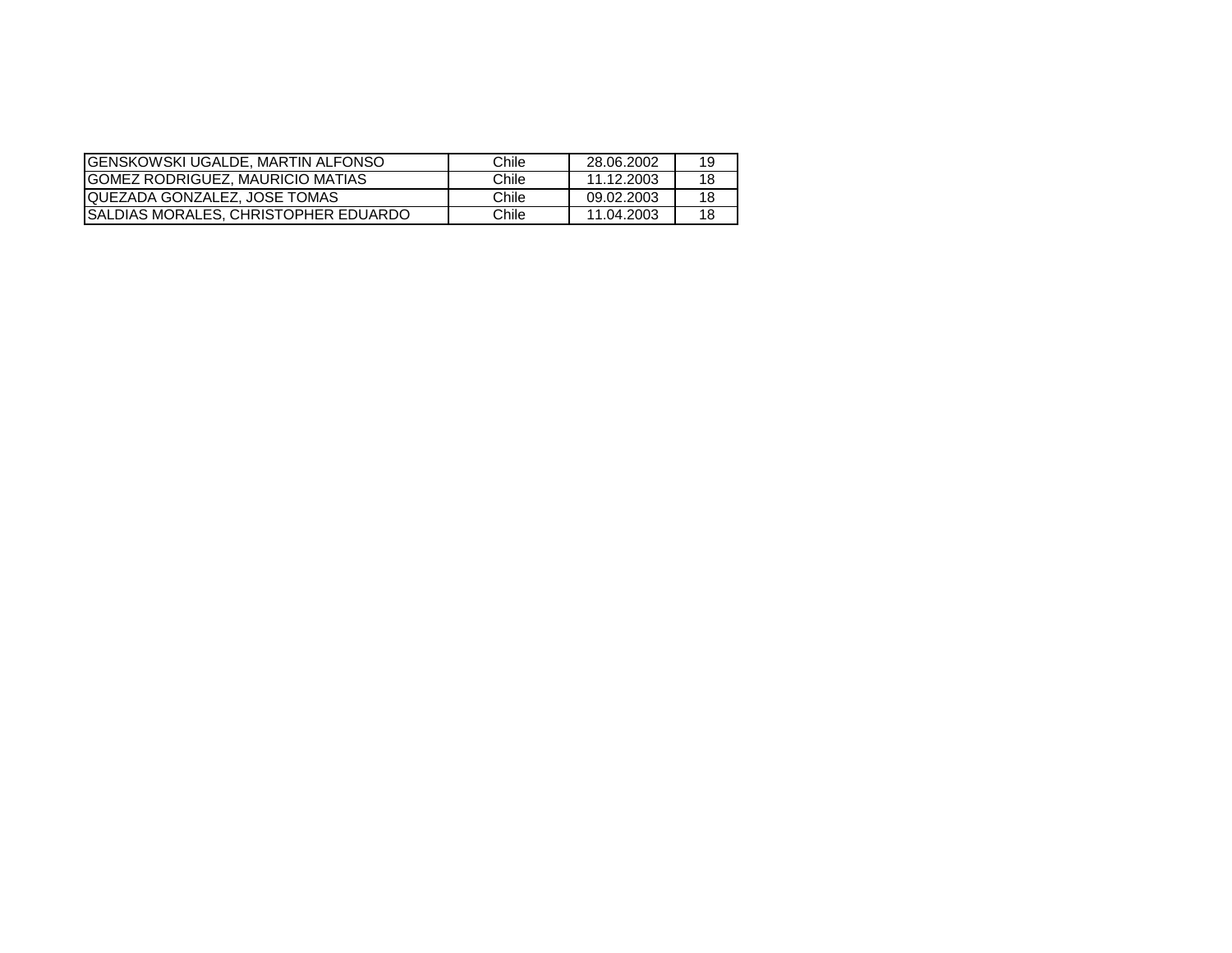| | | | |
|---|---|---|---|
| GENSKOWSKI UGALDE, MARTIN ALFONSO | Chile | 28.06.2002 | 19 |
| GOMEZ RODRIGUEZ, MAURICIO MATIAS | Chile | 11.12.2003 | 18 |
| QUEZADA GONZALEZ, JOSE TOMAS | Chile | 09.02.2003 | 18 |
| SALDIAS MORALES, CHRISTOPHER EDUARDO | Chile | 11.04.2003 | 18 |